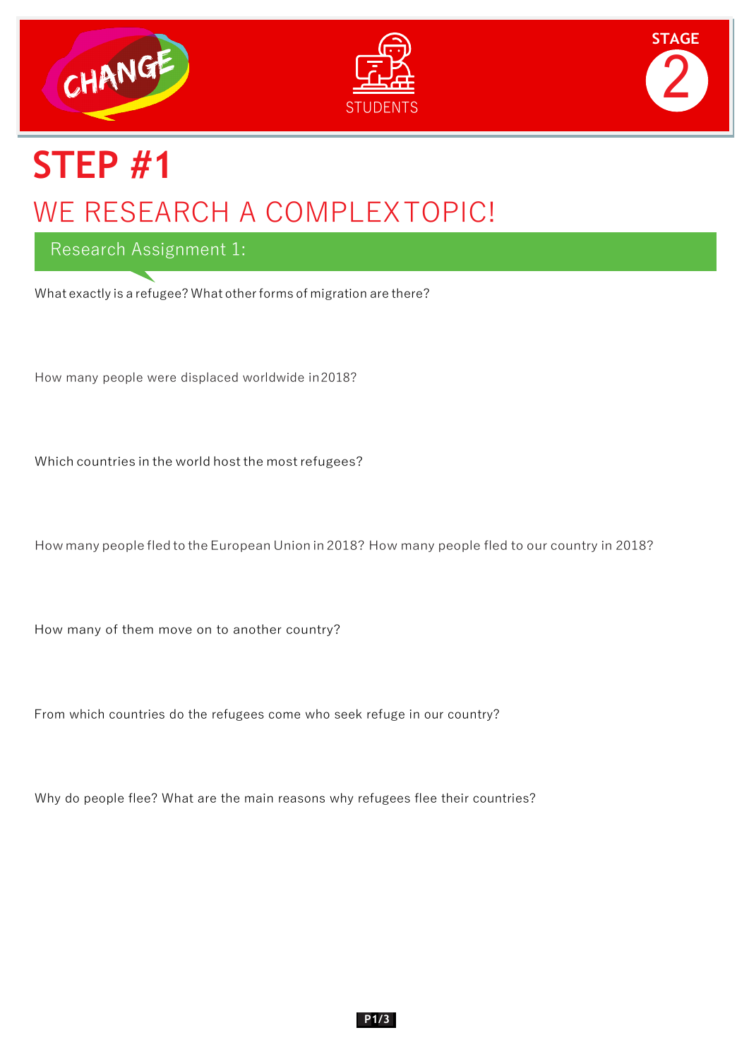CHANGE

STUDENTS

STAGE 2

# STEP #1

## WE RESEARCH A COMPLEX TOPIC!

### Research Assignment 1:

What exactly is a refugee? What other forms of migration are there?

How many people were displaced worldwide in 2018?

Which countries in the world host the most refugees?

How many people fled to the European Union in 2018? How many people fled to our country in 2018?

How many of them move on to another country?

From which countries do the refugees come who seek refuge in our country?

Why do people flee? What are the main reasons why refugees flee their countries?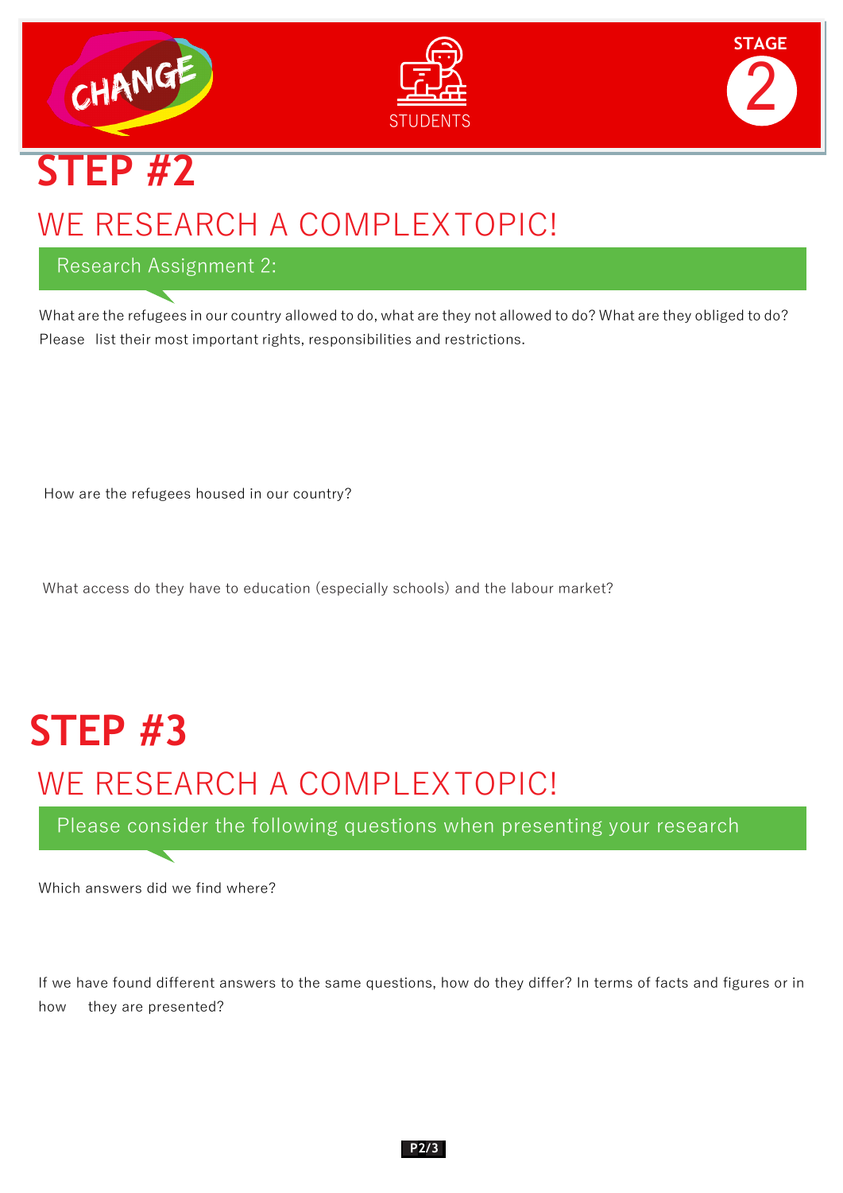CHANGE

STUDENTS

STAGE 2

# STEP #2

## WE RESEARCH A COMPLEXTOPIC!

### Research Assignment 2:

What are the refugees in our country allowed to do, what are they not allowed to do? What are they obliged to do? Please list their most important rights, responsibilities and restrictions.

How are the refugees housed in our country?

What access do they have to education (especially schools) and the labour market?

# STEP #3

## WE RESEARCH A COMPLEXTOPIC!

### Please consider the following questions when presenting your research

Which answers did we find where?

If we have found different answers to the same questions, how do they differ? In terms of facts and figures or in how they are presented?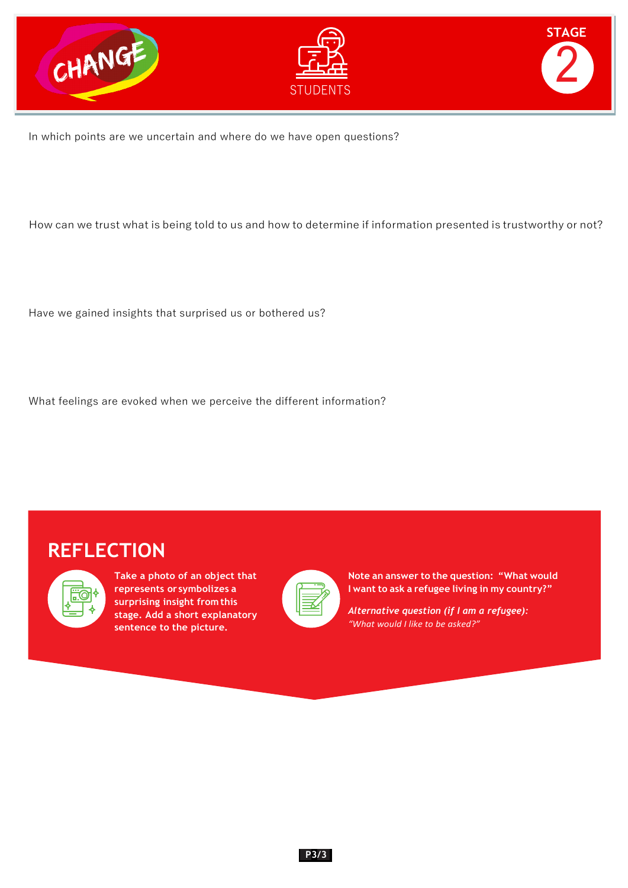In which points are we uncertain and where do we have open questions?

How can we trust what is being told to us and how to determine if information presented is trustworthy or not?

Have we gained insights that surprised us or bothered us?

What feelings are evoked when we perceive the different information?

## REFLECTION

**Take a photo of an object that represents or symbolizes a surprising insight from this stage. Add a short explanatory sentence to the picture.**

**Note an answer to the question: "What would I want to ask a refugee living in my country?"**

***Alternative question (if I am a refugee):***
*"What would I like to be asked?"*